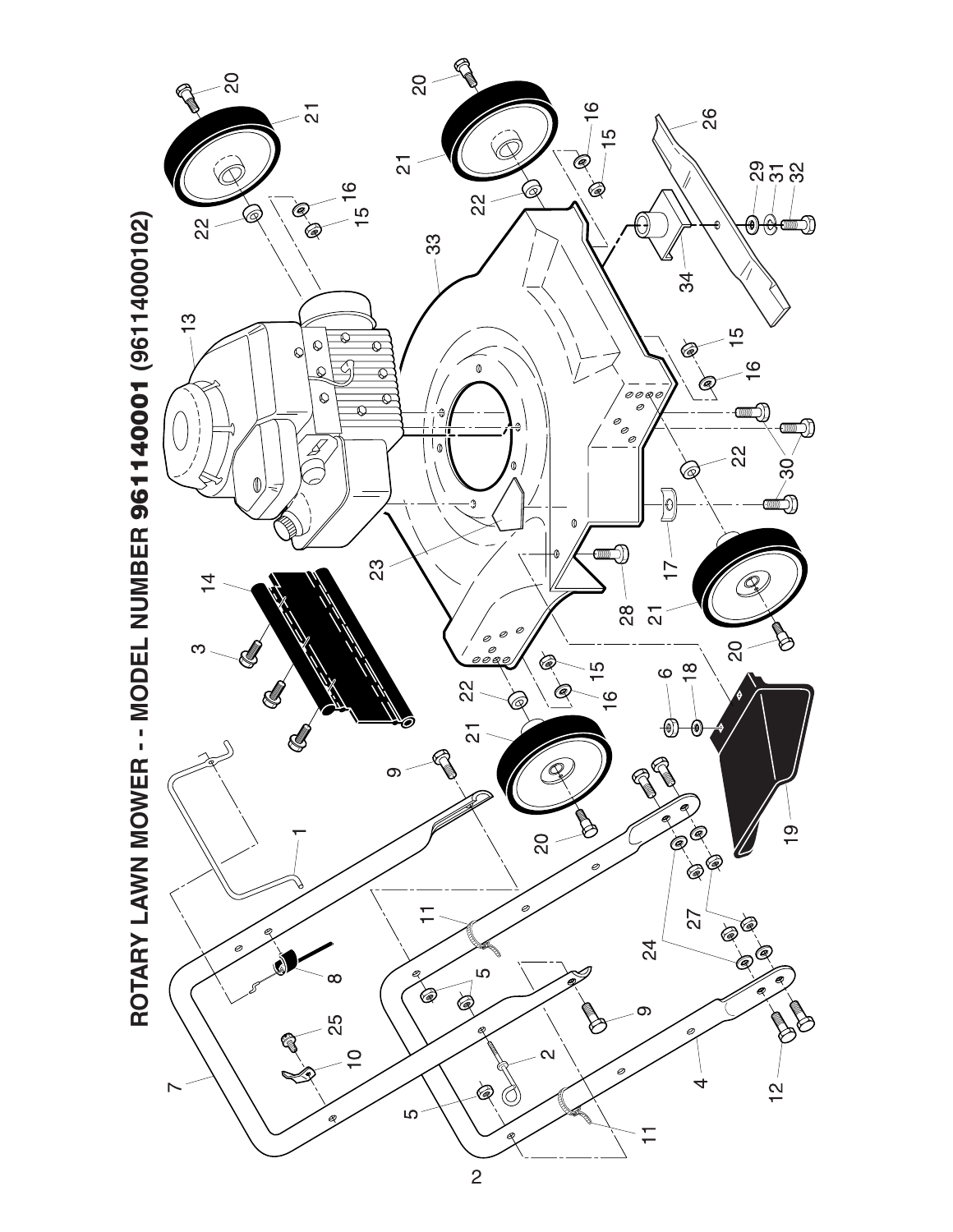# ROTARY LAWN MOWER - - MODEL NUMBER 961140001 (96114000102)

1
2
3
4
5
6
7
8
9
10
11
12
13
14
15
16
17
18
19
20
21
22
23
24
25
26
27
28
29
30
31
32
33
34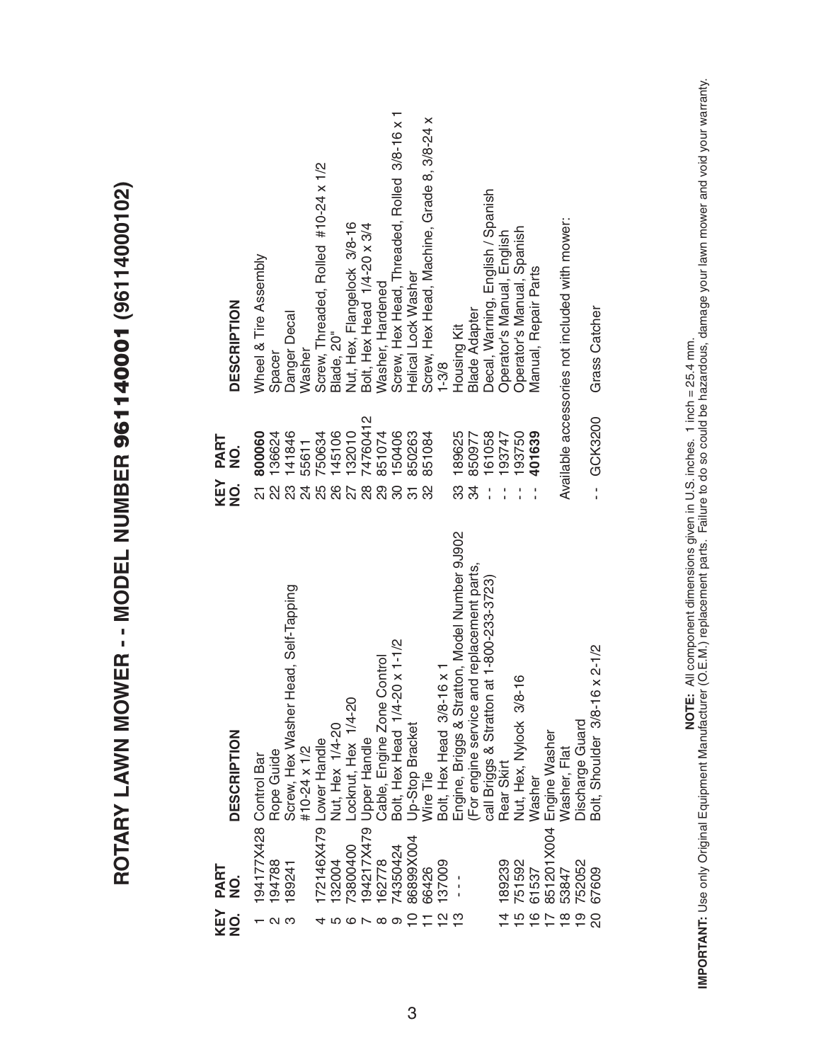# ROTARY LAWN MOWER - - MODEL NUMBER **961140001** (96114000102)

| KEY NO. | PART NO. | DESCRIPTION |
|---|---|---|
| 1 | 194177X428 | Control Bar |
| 2 | 194788 | Rope Guide |
| 3 | 189241 | Screw, Hex Washer Head, Self-Tapping #10-24 x 1/2 |
| 4 | 172146X479 | Lower Handle |
| 5 | 132004 | Nut, Hex 1/4-20 |
| 6 | 73800400 | Locknut, Hex 1/4-20 |
| 7 | 194217X479 | Upper Handle |
| 8 | 162778 | Cable, Engine Zone Control |
| 9 | 74350424 | Bolt, Hex Head 1/4-20 x 1-1/2 |
| 10 | 86899X004 | Up-Stop Bracket |
| 11 | 66426 | Wire Tie |
| 12 | 137009 | Bolt, Hex Head 3/8-16 x 1 |
| 13 | - - - | Engine, Briggs & Stratton, Model Number 9J902 (For engine service and replacement parts, call Briggs & Stratton at 1-800-233-3723) |
| 14 | 189239 | Rear Skirt |
| 15 | 751592 | Nut, Hex, Nylock 3/8-16 |
| 16 | 61537 | Washer |
| 17 | 851201X004 | Engine Washer |
| 18 | 53847 | Washer, Flat |
| 19 | 752052 | Discharge Guard |
| 20 | 67609 | Bolt, Shoulder 3/8-16 x 2-1/2 |
| 21 | **800060** | Wheel & Tire Assembly |
| 22 | 136624 | Spacer |
| 23 | 141846 | Danger Decal |
| 24 | 55611 | Washer |
| 25 | 750634 | Screw, Threaded, Rolled #10-24 x 1/2 |
| 26 | 145106 | Blade, 20" |
| 27 | 132010 | Nut, Hex, Flangelock 3/8-16 |
| 28 | 74760412 | Bolt, Hex Head 1/4-20 x 3/4 |
| 29 | 851074 | Washer, Hardened |
| 30 | 150406 | Screw, Hex Head, Threaded, Rolled 3/8-16 x 1 |
| 31 | 850263 | Helical Lock Washer |
| 32 | 851084 | Screw, Hex Head, Machine, Grade 8, 3/8-24 x 1-3/8 |
| 33 | 189625 | Housing Kit |
| 34 | 850977 | Blade Adapter |
| - - | 161058 | Decal, Warning, English / Spanish |
| - - | 193747 | Operator's Manual, English |
| - - | 193750 | Operator's Manual, Spanish |
| - - | **401639** | Manual, Repair Parts |

Available accessories not included with mower:

| KEY NO. | PART NO. | DESCRIPTION |
|---|---|---|
| - - | GCK3200 | Grass Catcher |

**NOTE:** All component dimensions given in U.S. inches. 1 inch = 25.4 mm.

**IMPORTANT:** Use only Original Equipment Manufacturer (O.E.M.) replacement parts. Failure to do so could be hazardous, damage your lawn mower and void your warranty.